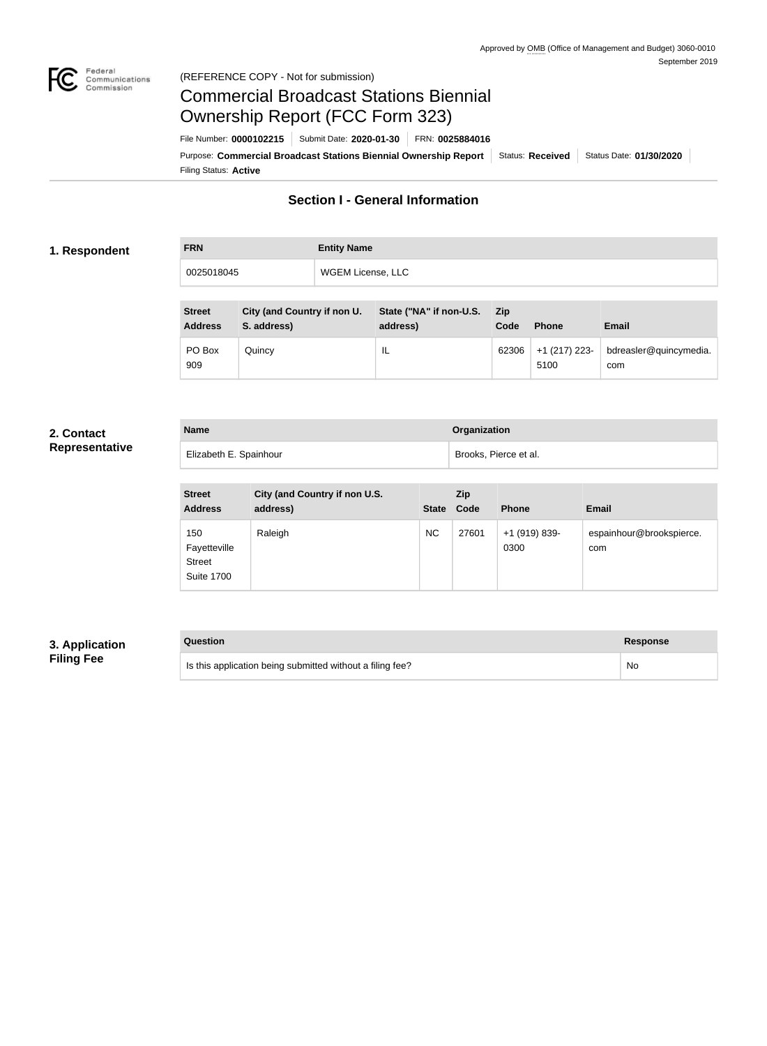Approved by OMB (Office of Management and Budget) 3060-0010
September 2019

(REFERENCE COPY - Not for submission)

# Commercial Broadcast Stations Biennial Ownership Report (FCC Form 323)

File Number: **0000102215** | Submit Date: **2020-01-30** | FRN: **0025884016**

Purpose: **Commercial Broadcast Stations Biennial Ownership Report** | Status: **Received** | Status Date: **01/30/2020**

Filing Status: **Active**

## Section I - General Information

### 1. Respondent

| FRN | Entity Name |
| --- | --- |
| 0025018045 | WGEM License, LLC |

| Street Address | City (and Country if non U. S. address) | State ("NA" if non-U.S. address) | Zip Code | Phone | Email |
| --- | --- | --- | --- | --- | --- |
| PO Box 909 | Quincy | IL | 62306 | +1 (217) 223-5100 | bdreasler@quincymedia.com |

### 2. Contact Representative

| Name | Organization |
| --- | --- |
| Elizabeth E. Spainhour | Brooks, Pierce et al. |

| Street Address | City (and Country if non U.S. address) | State | Zip Code | Phone | Email |
| --- | --- | --- | --- | --- | --- |
| 150 Fayetteville Street Suite 1700 | Raleigh | NC | 27601 | +1 (919) 839-0300 | espainhour@brookspierce.com |

### 3. Application Filing Fee

| Question | Response |
| --- | --- |
| Is this application being submitted without a filing fee? | No |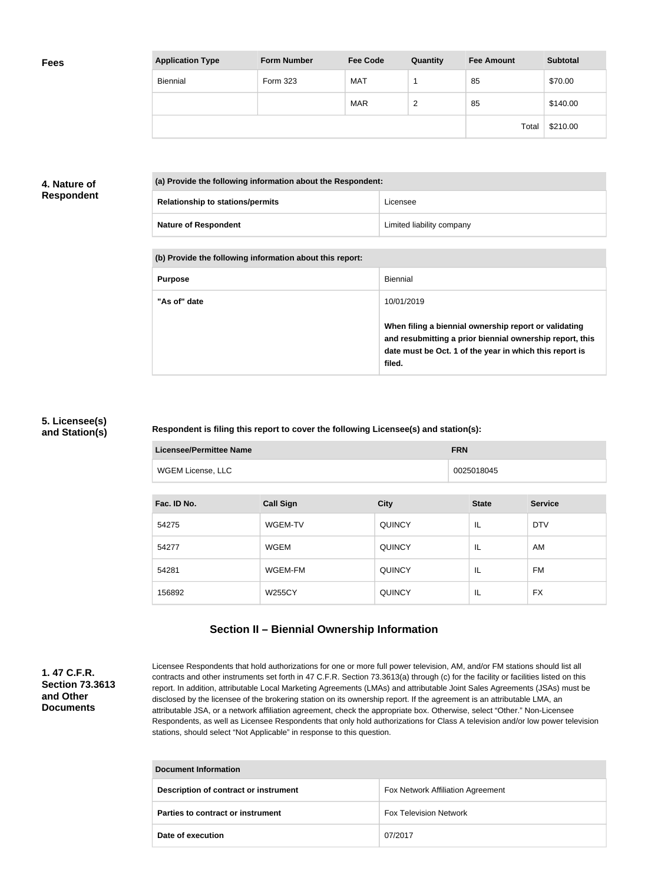**Fees**

| Application Type | Form Number | Fee Code | Quantity | Fee Amount | Subtotal |
|---|---|---|---|---|---|
| Biennial | Form 323 | MAT | 1 | 85 | $70.00 |
| | | MAR | 2 | 85 | $140.00 |
| | | | | Total | $210.00 |

**4. Nature of Respondent**

| (a) Provide the following information about the Respondent: | |
|---|---|
| **Relationship to stations/permits** | Licensee |
| **Nature of Respondent** | Limited liability company |

| (b) Provide the following information about this report: | |
|---|---|
| **Purpose** | Biennial |
| **"As of" date** | 10/01/2019<br><br>**When filing a biennial ownership report or validating and resubmitting a prior biennial ownership report, this date must be Oct. 1 of the year in which this report is filed.** |

**5. Licensee(s) and Station(s)**

**Respondent is filing this report to cover the following Licensee(s) and station(s):**

| Licensee/Permittee Name | FRN |
|---|---|
| WGEM License, LLC | 0025018045 |

| Fac. ID No. | Call Sign | City | State | Service |
|---|---|---|---|---|
| 54275 | WGEM-TV | QUINCY | IL | DTV |
| 54277 | WGEM | QUINCY | IL | AM |
| 54281 | WGEM-FM | QUINCY | IL | FM |
| 156892 | W255CY | QUINCY | IL | FX |

## Section II – Biennial Ownership Information

**1. 47 C.F.R. Section 73.3613 and Other Documents**

Licensee Respondents that hold authorizations for one or more full power television, AM, and/or FM stations should list all contracts and other instruments set forth in 47 C.F.R. Section 73.3613(a) through (c) for the facility or facilities listed on this report. In addition, attributable Local Marketing Agreements (LMAs) and attributable Joint Sales Agreements (JSAs) must be disclosed by the licensee of the brokering station on its ownership report. If the agreement is an attributable LMA, an attributable JSA, or a network affiliation agreement, check the appropriate box. Otherwise, select "Other." Non-Licensee Respondents, as well as Licensee Respondents that only hold authorizations for Class A television and/or low power television stations, should select "Not Applicable" in response to this question.

| Document Information | |
|---|---|
| **Description of contract or instrument** | Fox Network Affiliation Agreement |
| **Parties to contract or instrument** | Fox Television Network |
| **Date of execution** | 07/2017 |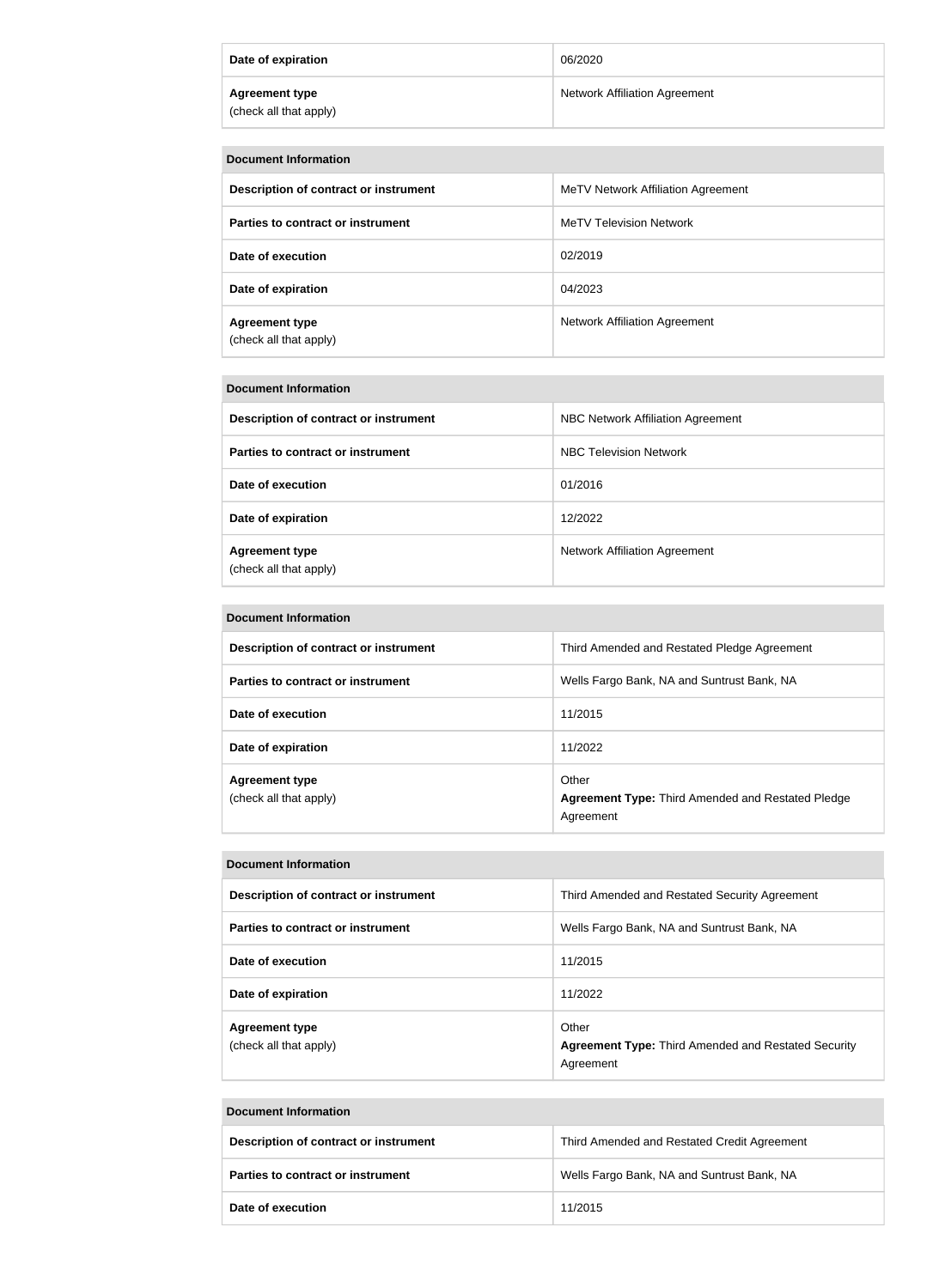| | |
|---|---|
| **Date of expiration** | 06/2020 |
| **Agreement type** (check all that apply) | Network Affiliation Agreement |

| **Document Information** | |
|---|---|
| **Description of contract or instrument** | MeTV Network Affiliation Agreement |
| **Parties to contract or instrument** | MeTV Television Network |
| **Date of execution** | 02/2019 |
| **Date of expiration** | 04/2023 |
| **Agreement type** (check all that apply) | Network Affiliation Agreement |

| **Document Information** | |
|---|---|
| **Description of contract or instrument** | NBC Network Affiliation Agreement |
| **Parties to contract or instrument** | NBC Television Network |
| **Date of execution** | 01/2016 |
| **Date of expiration** | 12/2022 |
| **Agreement type** (check all that apply) | Network Affiliation Agreement |

| **Document Information** | |
|---|---|
| **Description of contract or instrument** | Third Amended and Restated Pledge Agreement |
| **Parties to contract or instrument** | Wells Fargo Bank, NA and Suntrust Bank, NA |
| **Date of execution** | 11/2015 |
| **Date of expiration** | 11/2022 |
| **Agreement type** (check all that apply) | Other<br>**Agreement Type:** Third Amended and Restated Pledge Agreement |

| **Document Information** | |
|---|---|
| **Description of contract or instrument** | Third Amended and Restated Security Agreement |
| **Parties to contract or instrument** | Wells Fargo Bank, NA and Suntrust Bank, NA |
| **Date of execution** | 11/2015 |
| **Date of expiration** | 11/2022 |
| **Agreement type** (check all that apply) | Other<br>**Agreement Type:** Third Amended and Restated Security Agreement |

| **Document Information** | |
|---|---|
| **Description of contract or instrument** | Third Amended and Restated Credit Agreement |
| **Parties to contract or instrument** | Wells Fargo Bank, NA and Suntrust Bank, NA |
| **Date of execution** | 11/2015 |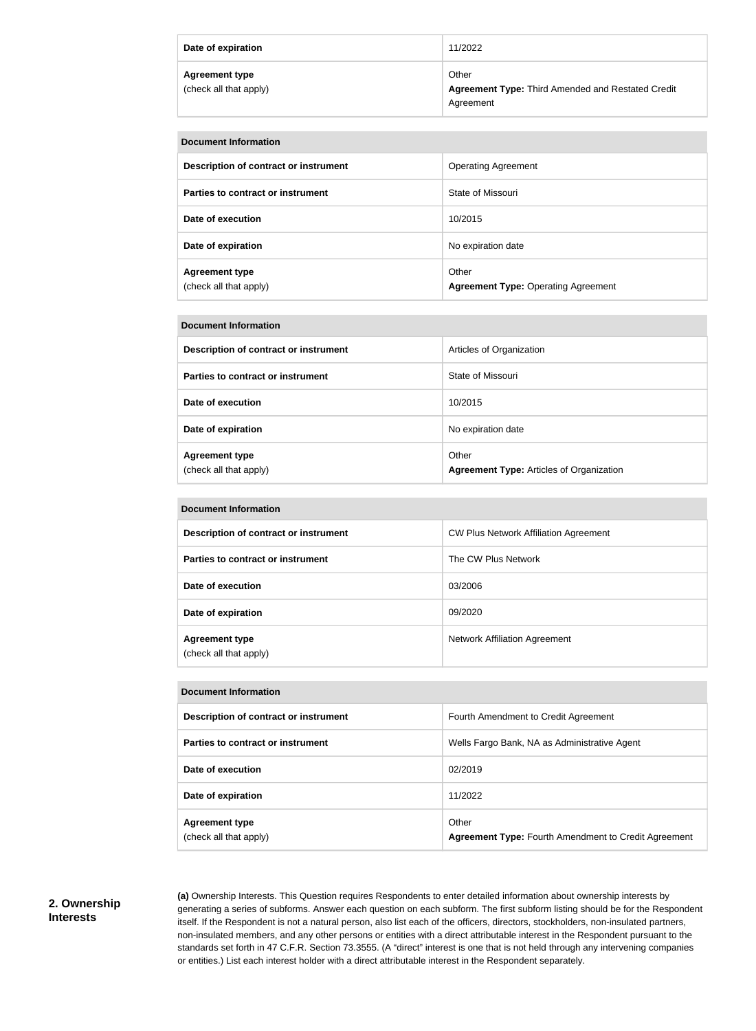| | |
|---|---|
| **Date of expiration** | 11/2022 |
| **Agreement type** (check all that apply) | Other **Agreement Type:** Third Amended and Restated Credit Agreement |

| **Document Information** | |
|---|---|
| **Description of contract or instrument** | Operating Agreement |
| **Parties to contract or instrument** | State of Missouri |
| **Date of execution** | 10/2015 |
| **Date of expiration** | No expiration date |
| **Agreement type** (check all that apply) | Other **Agreement Type:** Operating Agreement |

| **Document Information** | |
|---|---|
| **Description of contract or instrument** | Articles of Organization |
| **Parties to contract or instrument** | State of Missouri |
| **Date of execution** | 10/2015 |
| **Date of expiration** | No expiration date |
| **Agreement type** (check all that apply) | Other **Agreement Type:** Articles of Organization |

| **Document Information** | |
|---|---|
| **Description of contract or instrument** | CW Plus Network Affiliation Agreement |
| **Parties to contract or instrument** | The CW Plus Network |
| **Date of execution** | 03/2006 |
| **Date of expiration** | 09/2020 |
| **Agreement type** (check all that apply) | Network Affiliation Agreement |

| **Document Information** | |
|---|---|
| **Description of contract or instrument** | Fourth Amendment to Credit Agreement |
| **Parties to contract or instrument** | Wells Fargo Bank, NA as Administrative Agent |
| **Date of execution** | 02/2019 |
| **Date of expiration** | 11/2022 |
| **Agreement type** (check all that apply) | Other **Agreement Type:** Fourth Amendment to Credit Agreement |

## 2. Ownership Interests

**(a)** Ownership Interests. This Question requires Respondents to enter detailed information about ownership interests by generating a series of subforms. Answer each question on each subform. The first subform listing should be for the Respondent itself. If the Respondent is not a natural person, also list each of the officers, directors, stockholders, non-insulated partners, non-insulated members, and any other persons or entities with a direct attributable interest in the Respondent pursuant to the standards set forth in 47 C.F.R. Section 73.3555. (A "direct" interest is one that is not held through any intervening companies or entities.) List each interest holder with a direct attributable interest in the Respondent separately.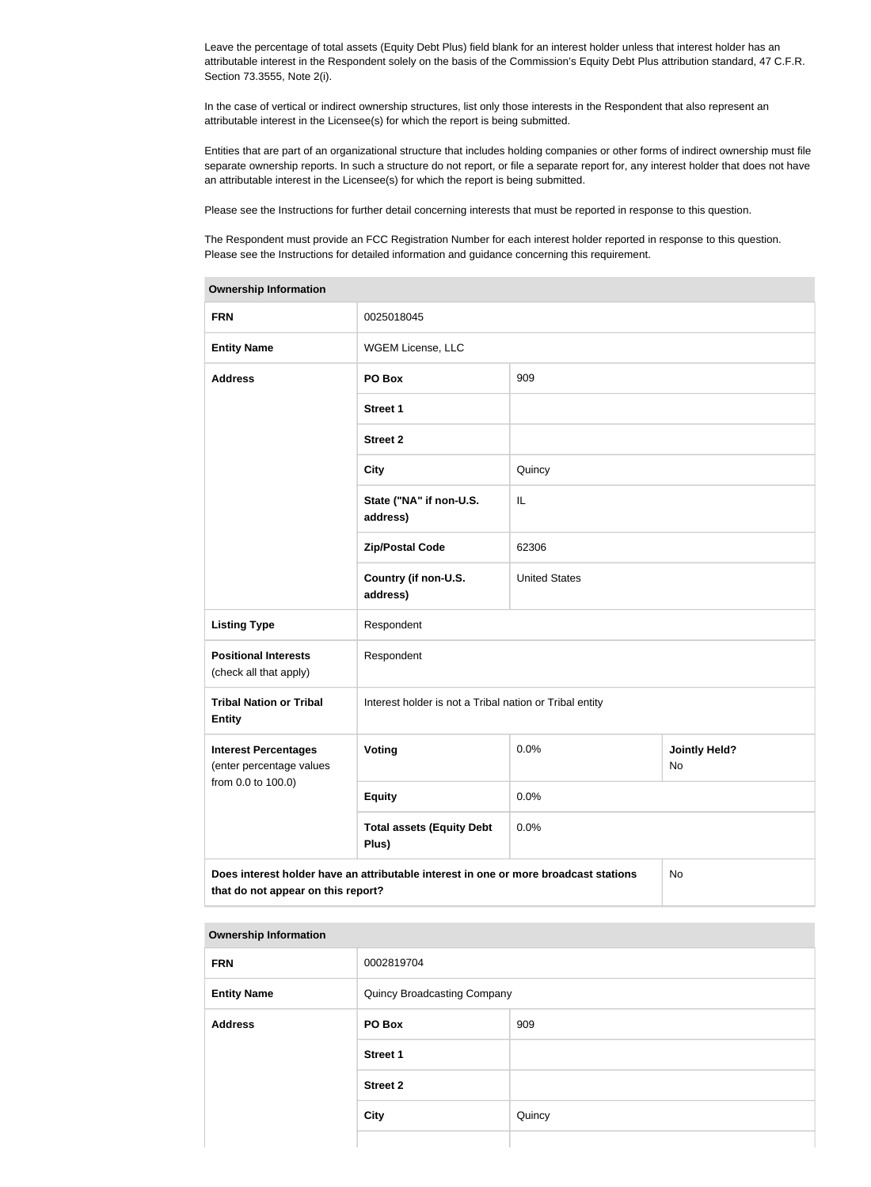Leave the percentage of total assets (Equity Debt Plus) field blank for an interest holder unless that interest holder has an attributable interest in the Respondent solely on the basis of the Commission's Equity Debt Plus attribution standard, 47 C.F.R. Section 73.3555, Note 2(i).

In the case of vertical or indirect ownership structures, list only those interests in the Respondent that also represent an attributable interest in the Licensee(s) for which the report is being submitted.

Entities that are part of an organizational structure that includes holding companies or other forms of indirect ownership must file separate ownership reports. In such a structure do not report, or file a separate report for, any interest holder that does not have an attributable interest in the Licensee(s) for which the report is being submitted.

Please see the Instructions for further detail concerning interests that must be reported in response to this question.

The Respondent must provide an FCC Registration Number for each interest holder reported in response to this question. Please see the Instructions for detailed information and guidance concerning this requirement.

| Ownership Information | | | |
|---|---|---|---|
| **FRN** | 0025018045 | | |
| **Entity Name** | WGEM License, LLC | | |
| **Address** | **PO Box** | 909 | |
| | **Street 1** | | |
| | **Street 2** | | |
| | **City** | Quincy | |
| | **State ("NA" if non-U.S. address)** | IL | |
| | **Zip/Postal Code** | 62306 | |
| | **Country (if non-U.S. address)** | United States | |
| **Listing Type** | Respondent | | |
| **Positional Interests** (check all that apply) | Respondent | | |
| **Tribal Nation or Tribal Entity** | Interest holder is not a Tribal nation or Tribal entity | | |
| **Interest Percentages** (enter percentage values from 0.0 to 100.0) | **Voting** | 0.0% | **Jointly Held?** No |
| | **Equity** | 0.0% | |
| | **Total assets (Equity Debt Plus)** | 0.0% | |
| **Does interest holder have an attributable interest in one or more broadcast stations that do not appear on this report?** | | | No |

| Ownership Information | | |
|---|---|---|
| **FRN** | 0002819704 | |
| **Entity Name** | Quincy Broadcasting Company | |
| **Address** | **PO Box** | 909 |
| | **Street 1** | |
| | **Street 2** | |
| | **City** | Quincy |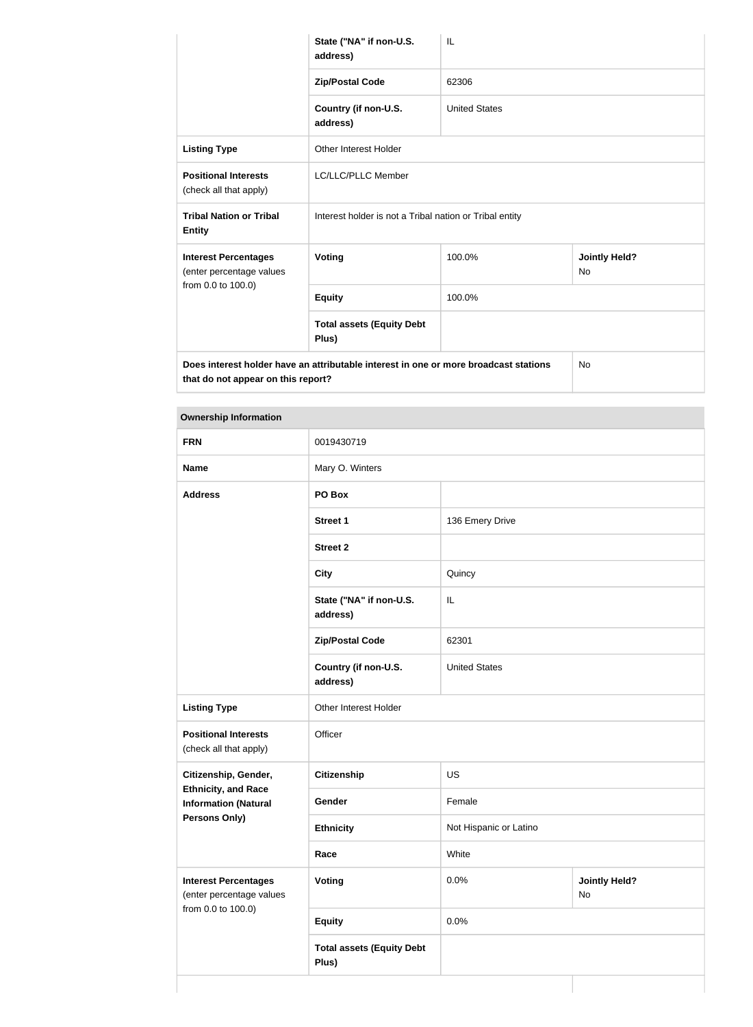| | | | |
|---|---|---|---|
| | State ("NA" if non-U.S. address) | IL | |
| | Zip/Postal Code | 62306 | |
| | Country (if non-U.S. address) | United States | |
| **Listing Type** | Other Interest Holder | | |
| **Positional Interests** (check all that apply) | LC/LLC/PLLC Member | | |
| **Tribal Nation or Tribal Entity** | Interest holder is not a Tribal nation or Tribal entity | | |
| **Interest Percentages** (enter percentage values from 0.0 to 100.0) | **Voting** | 100.0% | **Jointly Held?** No |
| | **Equity** | 100.0% | |
| | **Total assets (Equity Debt Plus)** | | |
| **Does interest holder have an attributable interest in one or more broadcast stations that do not appear on this report?** | | | No |

**Ownership Information**

| | | | |
|---|---|---|---|
| **FRN** | 0019430719 | | |
| **Name** | Mary O. Winters | | |
| **Address** | **PO Box** | | |
| | **Street 1** | 136 Emery Drive | |
| | **Street 2** | | |
| | **City** | Quincy | |
| | **State ("NA" if non-U.S. address)** | IL | |
| | **Zip/Postal Code** | 62301 | |
| | **Country (if non-U.S. address)** | United States | |
| **Listing Type** | Other Interest Holder | | |
| **Positional Interests** (check all that apply) | Officer | | |
| **Citizenship, Gender, Ethnicity, and Race Information (Natural Persons Only)** | **Citizenship** | US | |
| | **Gender** | Female | |
| | **Ethnicity** | Not Hispanic or Latino | |
| | **Race** | White | |
| **Interest Percentages** (enter percentage values from 0.0 to 100.0) | **Voting** | 0.0% | **Jointly Held?** No |
| | **Equity** | 0.0% | |
| | **Total assets (Equity Debt Plus)** | | |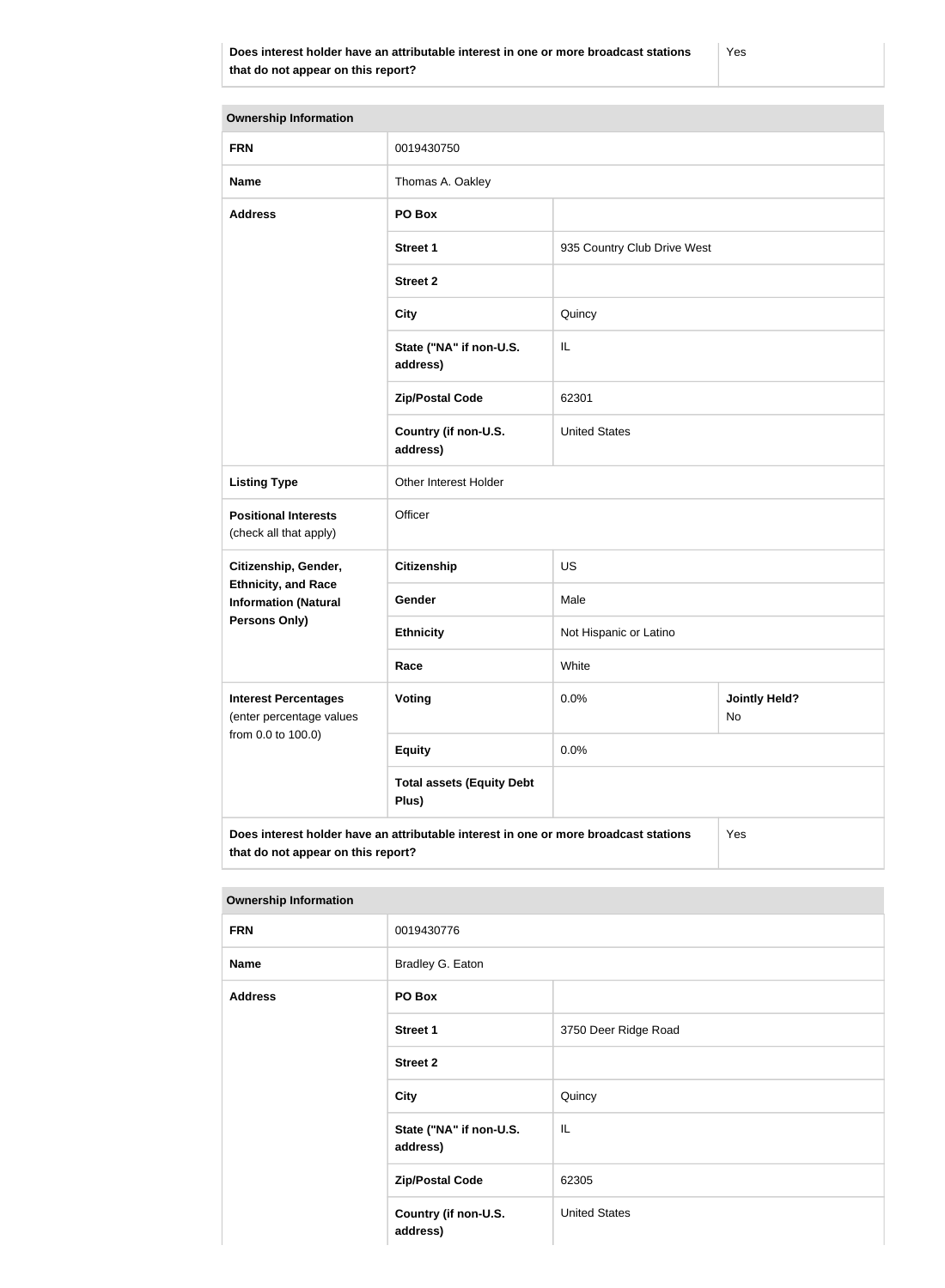| Does interest holder have an attributable interest in one or more broadcast stations that do not appear on this report? | Yes |
|---|---|

| Ownership Information | | |
|---|---|---|
| **FRN** | 0019430750 | |
| **Name** | Thomas A. Oakley | |
| **Address** | **PO Box** | |
| | **Street 1** | 935 Country Club Drive West |
| | **Street 2** | |
| | **City** | Quincy |
| | **State ("NA" if non-U.S. address)** | IL |
| | **Zip/Postal Code** | 62301 |
| | **Country (if non-U.S. address)** | United States |
| **Listing Type** | Other Interest Holder | |
| **Positional Interests** (check all that apply) | Officer | |
| **Citizenship, Gender, Ethnicity, and Race Information (Natural Persons Only)** | **Citizenship** | US |
| | **Gender** | Male |
| | **Ethnicity** | Not Hispanic or Latino |
| | **Race** | White |
| **Interest Percentages** (enter percentage values from 0.0 to 100.0) | **Voting** | 0.0% — **Jointly Held?** No |
| | **Equity** | 0.0% |
| | **Total assets (Equity Debt Plus)** | |
| **Does interest holder have an attributable interest in one or more broadcast stations that do not appear on this report?** | Yes | |

| Ownership Information | | |
|---|---|---|
| **FRN** | 0019430776 | |
| **Name** | Bradley G. Eaton | |
| **Address** | **PO Box** | |
| | **Street 1** | 3750 Deer Ridge Road |
| | **Street 2** | |
| | **City** | Quincy |
| | **State ("NA" if non-U.S. address)** | IL |
| | **Zip/Postal Code** | 62305 |
| | **Country (if non-U.S. address)** | United States |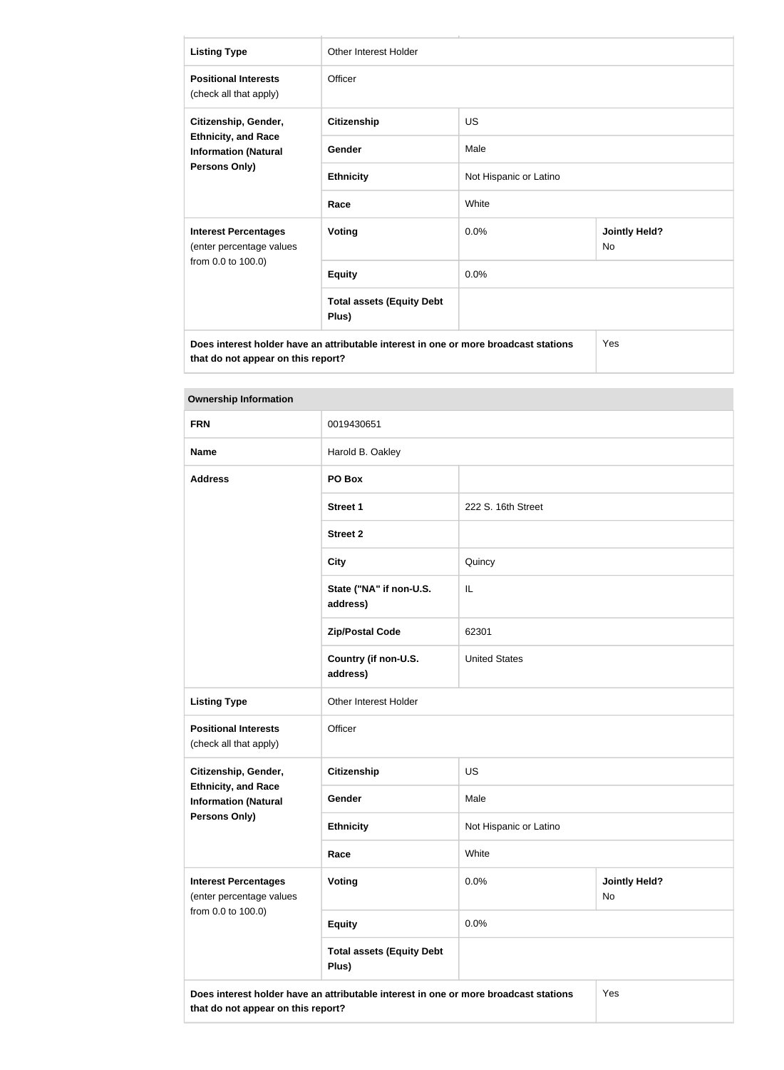| Listing Type | Other Interest Holder | |
|---|---|---|
| **Positional Interests** (check all that apply) | Officer | |
| **Citizenship, Gender, Ethnicity, and Race Information (Natural Persons Only)** | **Citizenship** | US |
| | **Gender** | Male |
| | **Ethnicity** | Not Hispanic or Latino |
| | **Race** | White |
| **Interest Percentages** (enter percentage values from 0.0 to 100.0) | **Voting** | 0.0% | **Jointly Held?** No |
| | **Equity** | 0.0% |
| | **Total assets (Equity Debt Plus)** | |
| **Does interest holder have an attributable interest in one or more broadcast stations that do not appear on this report?** | | Yes |

| **Ownership Information** | | | |
|---|---|---|---|
| **FRN** | 0019430651 | | |
| **Name** | Harold B. Oakley | | |
| **Address** | **PO Box** | | |
| | **Street 1** | 222 S. 16th Street | |
| | **Street 2** | | |
| | **City** | Quincy | |
| | **State ("NA" if non-U.S. address)** | IL | |
| | **Zip/Postal Code** | 62301 | |
| | **Country (if non-U.S. address)** | United States | |
| **Listing Type** | Other Interest Holder | | |
| **Positional Interests** (check all that apply) | Officer | | |
| **Citizenship, Gender, Ethnicity, and Race Information (Natural Persons Only)** | **Citizenship** | US | |
| | **Gender** | Male | |
| | **Ethnicity** | Not Hispanic or Latino | |
| | **Race** | White | |
| **Interest Percentages** (enter percentage values from 0.0 to 100.0) | **Voting** | 0.0% | **Jointly Held?** No |
| | **Equity** | 0.0% | |
| | **Total assets (Equity Debt Plus)** | | |
| **Does interest holder have an attributable interest in one or more broadcast stations that do not appear on this report?** | | | Yes |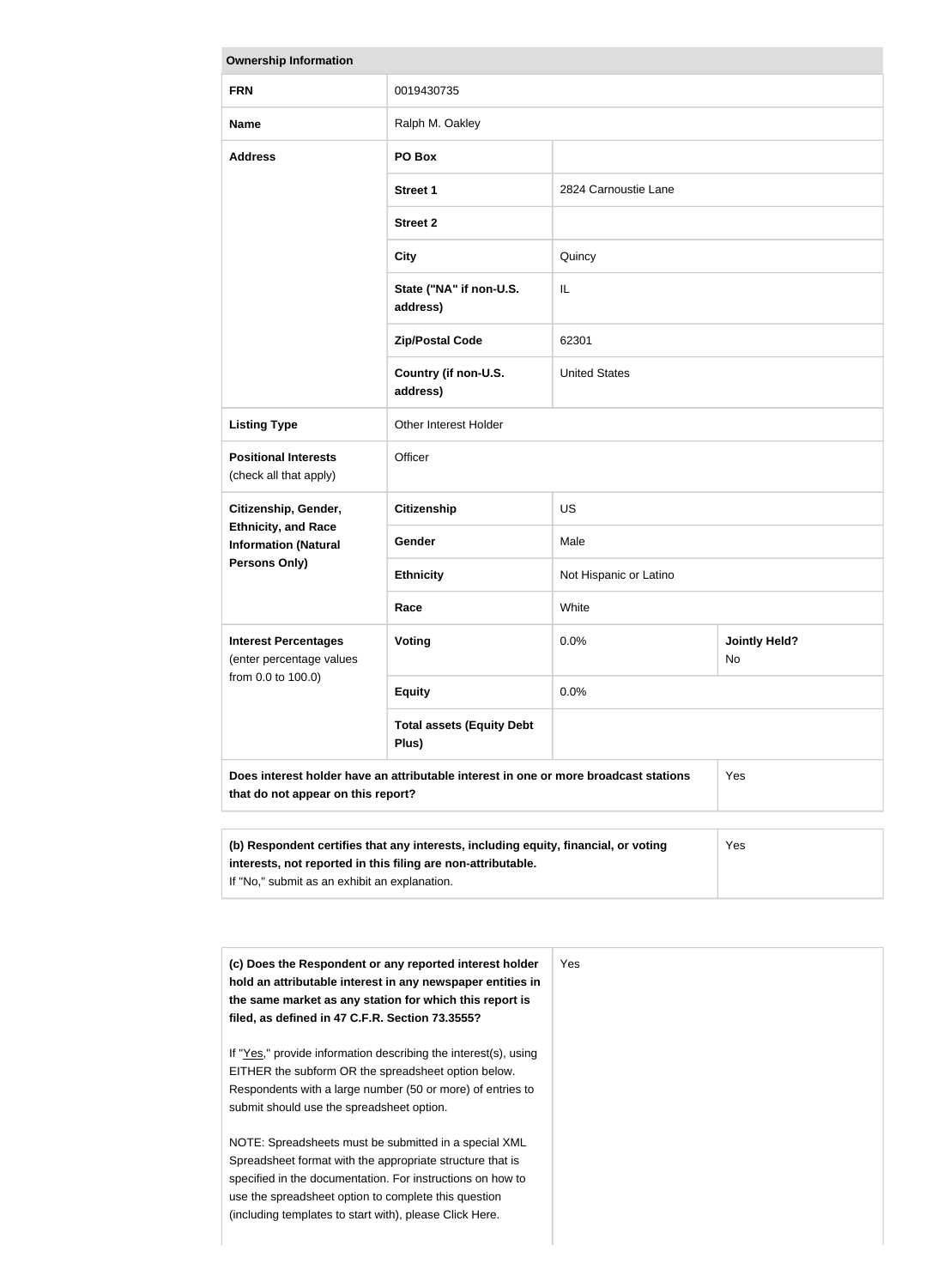| Ownership Information | | | |
|---|---|---|---|
| **FRN** | 0019430735 | | |
| **Name** | Ralph M. Oakley | | |
| **Address** | **PO Box** | | |
| | **Street 1** | 2824 Carnoustie Lane | |
| | **Street 2** | | |
| | **City** | Quincy | |
| | **State ("NA" if non-U.S. address)** | IL | |
| | **Zip/Postal Code** | 62301 | |
| | **Country (if non-U.S. address)** | United States | |
| **Listing Type** | Other Interest Holder | | |
| **Positional Interests** (check all that apply) | Officer | | |
| **Citizenship, Gender, Ethnicity, and Race Information (Natural Persons Only)** | **Citizenship** | US | |
| | **Gender** | Male | |
| | **Ethnicity** | Not Hispanic or Latino | |
| | **Race** | White | |
| **Interest Percentages** (enter percentage values from 0.0 to 100.0) | **Voting** | 0.0% | **Jointly Held?** No |
| | **Equity** | 0.0% | |
| | **Total assets (Equity Debt Plus)** | | |
| **Does interest holder have an attributable interest in one or more broadcast stations that do not appear on this report?** | | | Yes |

| | |
|---|---|
| **(b) Respondent certifies that any interests, including equity, financial, or voting interests, not reported in this filing are non-attributable.** If "No," submit as an exhibit an explanation. | Yes |

| | |
|---|---|
| **(c) Does the Respondent or any reported interest holder hold an attributable interest in any newspaper entities in the same market as any station for which this report is filed, as defined in 47 C.F.R. Section 73.3555?**<br><br>If "Yes," provide information describing the interest(s), using EITHER the subform OR the spreadsheet option below. Respondents with a large number (50 or more) of entries to submit should use the spreadsheet option.<br><br>NOTE: Spreadsheets must be submitted in a special XML Spreadsheet format with the appropriate structure that is specified in the documentation. For instructions on how to use the spreadsheet option to complete this question (including templates to start with), please Click Here. | Yes |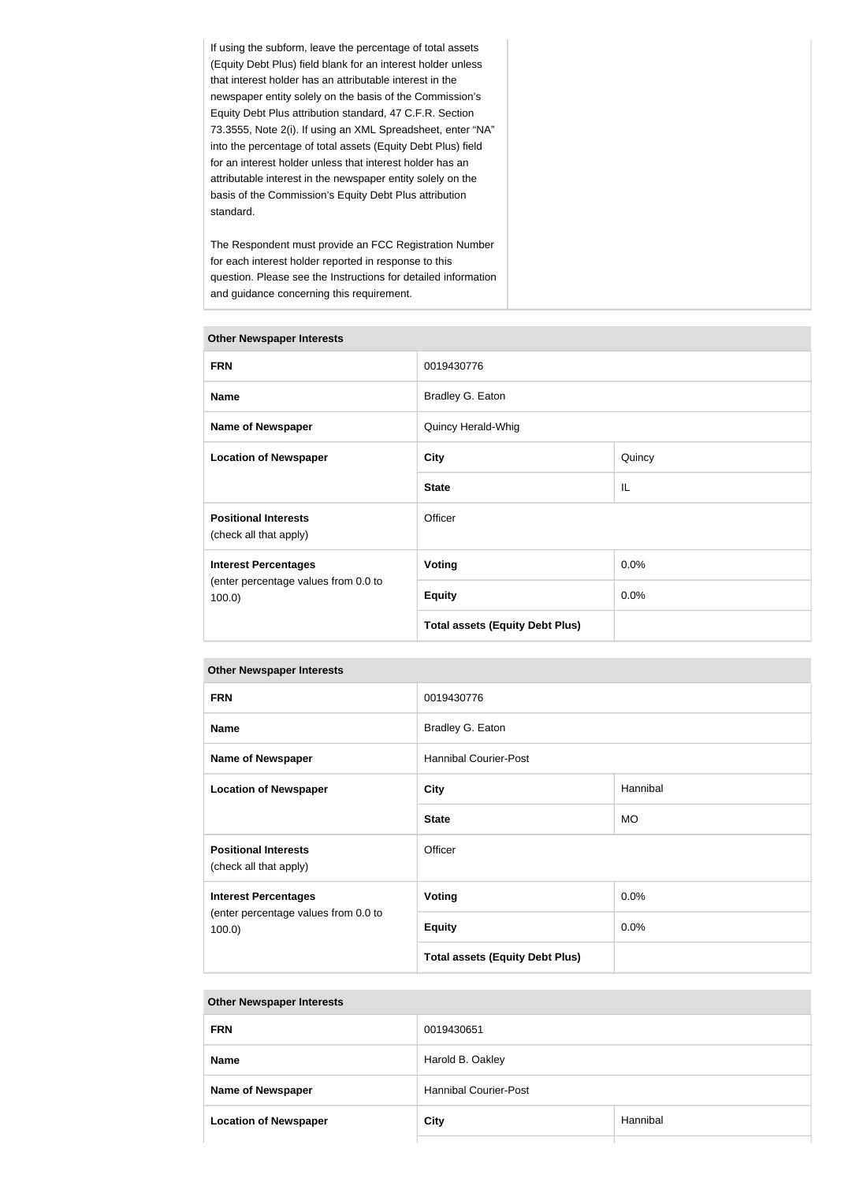| If using the subform, leave the percentage of total assets (Equity Debt Plus) field blank for an interest holder unless that interest holder has an attributable interest in the newspaper entity solely on the basis of the Commission's Equity Debt Plus attribution standard, 47 C.F.R. Section 73.3555, Note 2(i). If using an XML Spreadsheet, enter "NA" into the percentage of total assets (Equity Debt Plus) field for an interest holder unless that interest holder has an attributable interest in the newspaper entity solely on the basis of the Commission's Equity Debt Plus attribution standard.<br><br>The Respondent must provide an FCC Registration Number for each interest holder reported in response to this question. Please see the Instructions for detailed information and guidance concerning this requirement. | |
|---|---|

**Other Newspaper Interests**

| | | |
|---|---|---|
| **FRN** | 0019430776 | |
| **Name** | Bradley G. Eaton | |
| **Name of Newspaper** | Quincy Herald-Whig | |
| **Location of Newspaper** | **City** | Quincy |
| | **State** | IL |
| **Positional Interests** (check all that apply) | Officer | |
| **Interest Percentages** (enter percentage values from 0.0 to 100.0) | **Voting** | 0.0% |
| | **Equity** | 0.0% |
| | **Total assets (Equity Debt Plus)** | |

**Other Newspaper Interests**

| | | |
|---|---|---|
| **FRN** | 0019430776 | |
| **Name** | Bradley G. Eaton | |
| **Name of Newspaper** | Hannibal Courier-Post | |
| **Location of Newspaper** | **City** | Hannibal |
| | **State** | MO |
| **Positional Interests** (check all that apply) | Officer | |
| **Interest Percentages** (enter percentage values from 0.0 to 100.0) | **Voting** | 0.0% |
| | **Equity** | 0.0% |
| | **Total assets (Equity Debt Plus)** | |

**Other Newspaper Interests**

| | | |
|---|---|---|
| **FRN** | 0019430651 | |
| **Name** | Harold B. Oakley | |
| **Name of Newspaper** | Hannibal Courier-Post | |
| **Location of Newspaper** | **City** | Hannibal |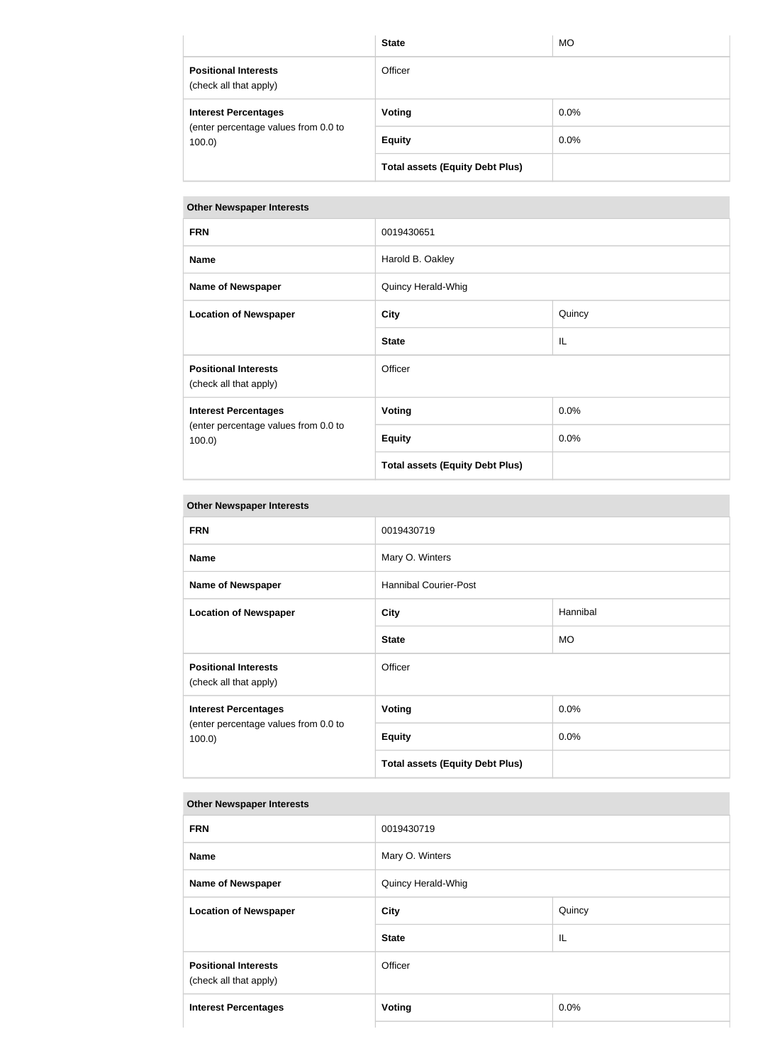| | State | MO |
|---|---|---|
| **Positional Interests** (check all that apply) | Officer | |
| **Interest Percentages** (enter percentage values from 0.0 to 100.0) | **Voting** | 0.0% |
| | **Equity** | 0.0% |
| | **Total assets (Equity Debt Plus)** | |

| Other Newspaper Interests | | |
|---|---|---|
| **FRN** | 0019430651 | |
| **Name** | Harold B. Oakley | |
| **Name of Newspaper** | Quincy Herald-Whig | |
| **Location of Newspaper** | **City** | Quincy |
| | **State** | IL |
| **Positional Interests** (check all that apply) | Officer | |
| **Interest Percentages** (enter percentage values from 0.0 to 100.0) | **Voting** | 0.0% |
| | **Equity** | 0.0% |
| | **Total assets (Equity Debt Plus)** | |

| Other Newspaper Interests | | |
|---|---|---|
| **FRN** | 0019430719 | |
| **Name** | Mary O. Winters | |
| **Name of Newspaper** | Hannibal Courier-Post | |
| **Location of Newspaper** | **City** | Hannibal |
| | **State** | MO |
| **Positional Interests** (check all that apply) | Officer | |
| **Interest Percentages** (enter percentage values from 0.0 to 100.0) | **Voting** | 0.0% |
| | **Equity** | 0.0% |
| | **Total assets (Equity Debt Plus)** | |

| Other Newspaper Interests | | |
|---|---|---|
| **FRN** | 0019430719 | |
| **Name** | Mary O. Winters | |
| **Name of Newspaper** | Quincy Herald-Whig | |
| **Location of Newspaper** | **City** | Quincy |
| | **State** | IL |
| **Positional Interests** (check all that apply) | Officer | |
| **Interest Percentages** | **Voting** | 0.0% |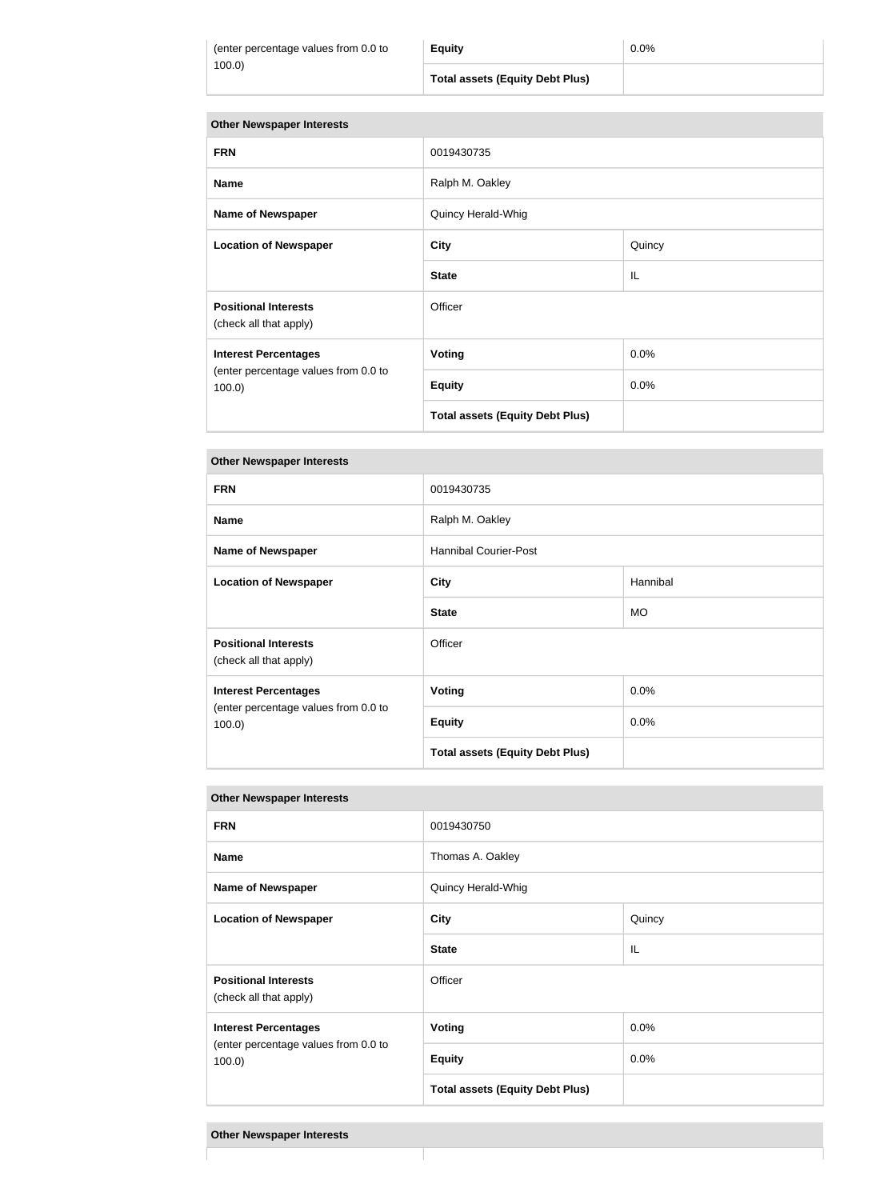| (enter percentage values from 0.0 to 100.0) | Equity | 0.0% |
|---|---|---|
| | Total assets (Equity Debt Plus) | |

| Other Newspaper Interests | | |
|---|---|---|
| **FRN** | 0019430735 | |
| **Name** | Ralph M. Oakley | |
| **Name of Newspaper** | Quincy Herald-Whig | |
| **Location of Newspaper** | **City** | Quincy |
| | **State** | IL |
| **Positional Interests** (check all that apply) | Officer | |
| **Interest Percentages** (enter percentage values from 0.0 to 100.0) | **Voting** | 0.0% |
| | **Equity** | 0.0% |
| | **Total assets (Equity Debt Plus)** | |

| Other Newspaper Interests | | |
|---|---|---|
| **FRN** | 0019430735 | |
| **Name** | Ralph M. Oakley | |
| **Name of Newspaper** | Hannibal Courier-Post | |
| **Location of Newspaper** | **City** | Hannibal |
| | **State** | MO |
| **Positional Interests** (check all that apply) | Officer | |
| **Interest Percentages** (enter percentage values from 0.0 to 100.0) | **Voting** | 0.0% |
| | **Equity** | 0.0% |
| | **Total assets (Equity Debt Plus)** | |

| Other Newspaper Interests | | |
|---|---|---|
| **FRN** | 0019430750 | |
| **Name** | Thomas A. Oakley | |
| **Name of Newspaper** | Quincy Herald-Whig | |
| **Location of Newspaper** | **City** | Quincy |
| | **State** | IL |
| **Positional Interests** (check all that apply) | Officer | |
| **Interest Percentages** (enter percentage values from 0.0 to 100.0) | **Voting** | 0.0% |
| | **Equity** | 0.0% |
| | **Total assets (Equity Debt Plus)** | |

| Other Newspaper Interests | | |
|---|---|---|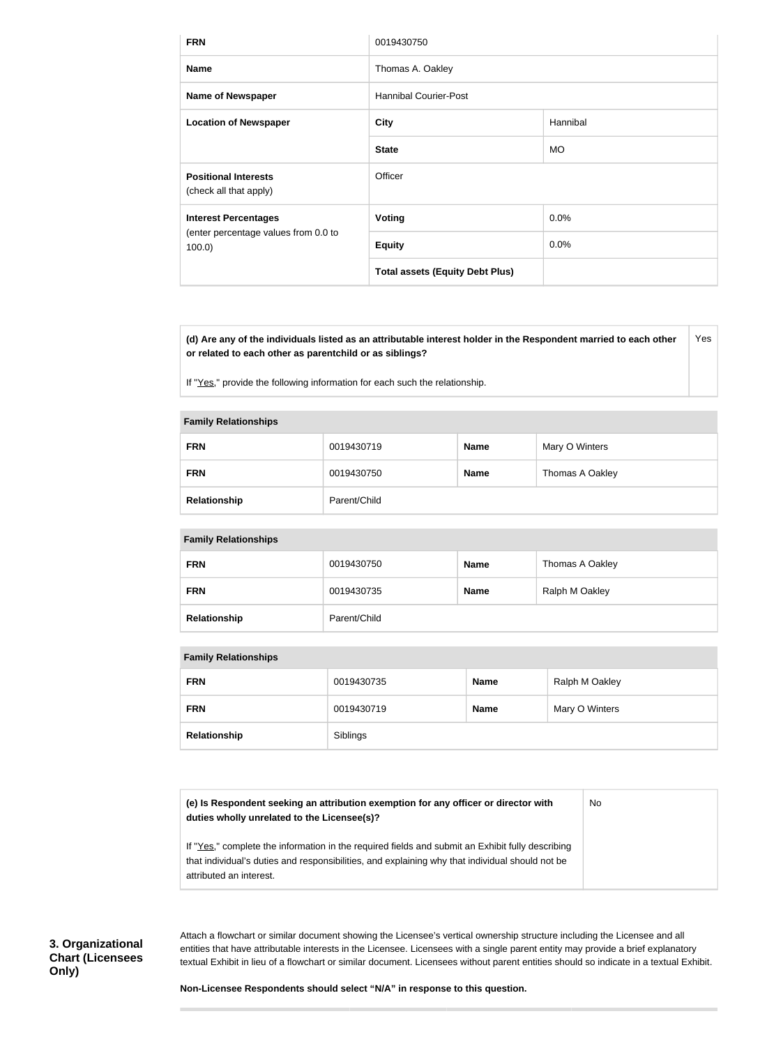| FRN | 0019430750 | |
|---|---|---|
| Name | Thomas A. Oakley | |
| Name of Newspaper | Hannibal Courier-Post | |
| Location of Newspaper | City | Hannibal |
| | State | MO |
| Positional Interests (check all that apply) | Officer | |
| Interest Percentages (enter percentage values from 0.0 to 100.0) | Voting | 0.0% |
| | Equity | 0.0% |
| | Total assets (Equity Debt Plus) | |

| (d) Are any of the individuals listed as an attributable interest holder in the Respondent married to each other or related to each other as parentchild or as siblings? If "Yes," provide the following information for each such the relationship. | Yes |
|---|---|

| Family Relationships | | | |
|---|---|---|---|
| FRN | 0019430719 | Name | Mary O Winters |
| FRN | 0019430750 | Name | Thomas A Oakley |
| Relationship | Parent/Child | | |

| Family Relationships | | | |
|---|---|---|---|
| FRN | 0019430750 | Name | Thomas A Oakley |
| FRN | 0019430735 | Name | Ralph M Oakley |
| Relationship | Parent/Child | | |

| Family Relationships | | | |
|---|---|---|---|
| FRN | 0019430735 | Name | Ralph M Oakley |
| FRN | 0019430719 | Name | Mary O Winters |
| Relationship | Siblings | | |

| (e) Is Respondent seeking an attribution exemption for any officer or director with duties wholly unrelated to the Licensee(s)? If "Yes," complete the information in the required fields and submit an Exhibit fully describing that individual's duties and responsibilities, and explaining why that individual should not be attributed an interest. | No |
|---|---|

### 3. Organizational Chart (Licensees Only)

Attach a flowchart or similar document showing the Licensee's vertical ownership structure including the Licensee and all entities that have attributable interests in the Licensee. Licensees with a single parent entity may provide a brief explanatory textual Exhibit in lieu of a flowchart or similar document. Licensees without parent entities should so indicate in a textual Exhibit.

**Non-Licensee Respondents should select "N/A" in response to this question.**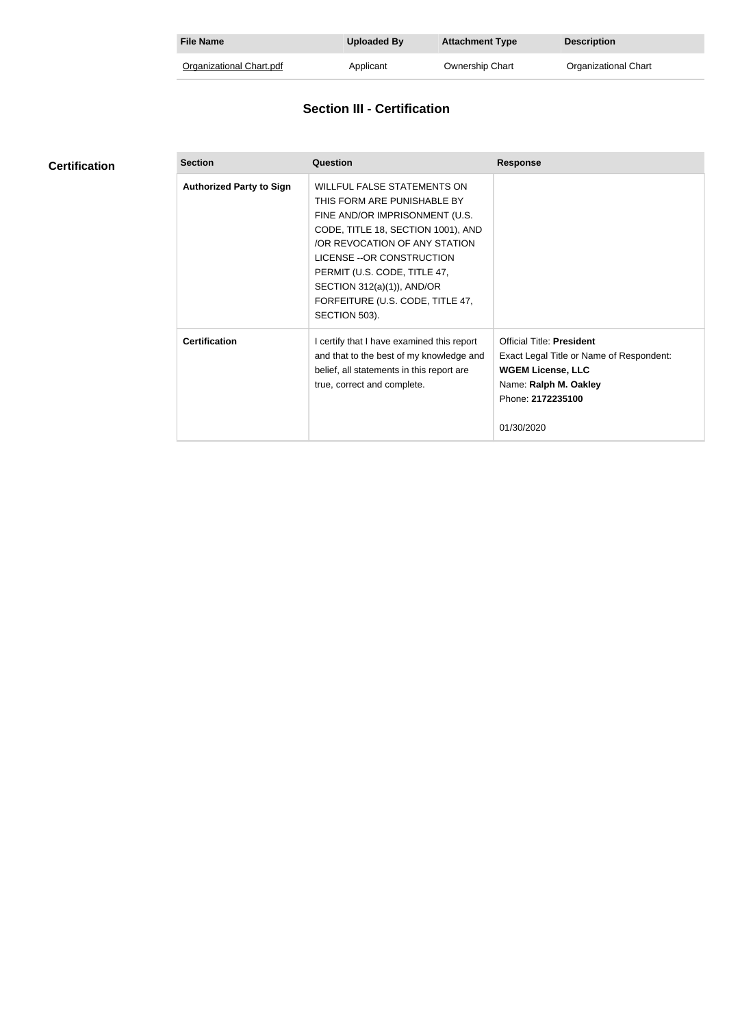| File Name | Uploaded By | Attachment Type | Description |
| --- | --- | --- | --- |
| Organizational Chart.pdf | Applicant | Ownership Chart | Organizational Chart |

## Section III - Certification

**Certification**

| Section | Question | Response |
| --- | --- | --- |
| **Authorized Party to Sign** | WILLFUL FALSE STATEMENTS ON THIS FORM ARE PUNISHABLE BY FINE AND/OR IMPRISONMENT (U.S. CODE, TITLE 18, SECTION 1001), AND /OR REVOCATION OF ANY STATION LICENSE --OR CONSTRUCTION PERMIT (U.S. CODE, TITLE 47, SECTION 312(a)(1)), AND/OR FORFEITURE (U.S. CODE, TITLE 47, SECTION 503). | |
| **Certification** | I certify that I have examined this report and that to the best of my knowledge and belief, all statements in this report are true, correct and complete. | Official Title: **President**<br>Exact Legal Title or Name of Respondent: **WGEM License, LLC**<br>Name: **Ralph M. Oakley**<br>Phone: **2172235100**<br><br>01/30/2020 |